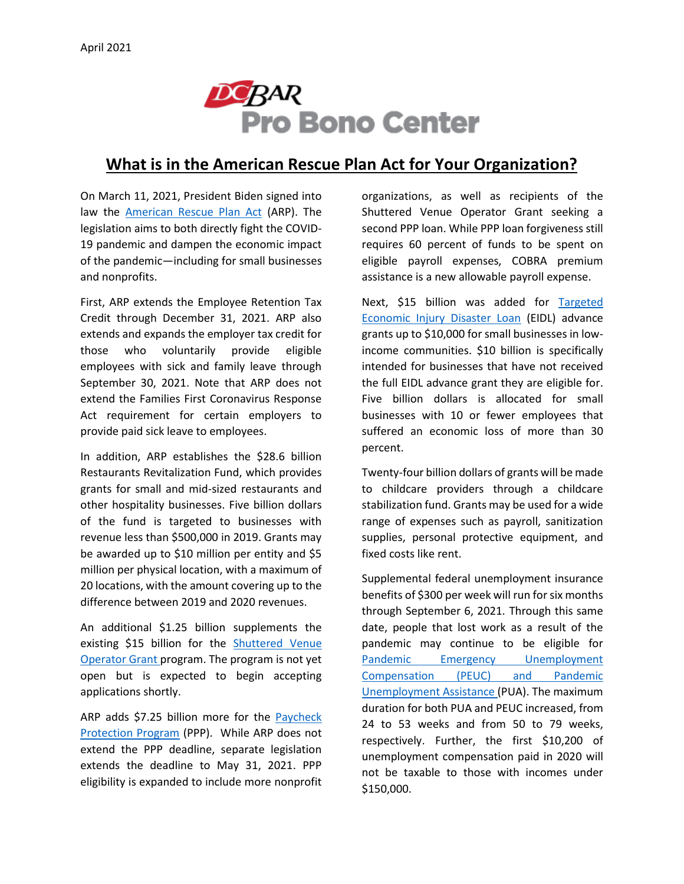April 2021

DC BAR Pro Bono Center

# What is in the American Rescue Plan Act for Your Organization?

On March 11, 2021, President Biden signed into law the American Rescue Plan Act (ARP). The legislation aims to both directly fight the COVID-19 pandemic and dampen the economic impact of the pandemic—including for small businesses and nonprofits.

First, ARP extends the Employee Retention Tax Credit through December 31, 2021. ARP also extends and expands the employer tax credit for those who voluntarily provide eligible employees with sick and family leave through September 30, 2021. Note that ARP does not extend the Families First Coronavirus Response Act requirement for certain employers to provide paid sick leave to employees.

In addition, ARP establishes the $28.6 billion Restaurants Revitalization Fund, which provides grants for small and mid-sized restaurants and other hospitality businesses. Five billion dollars of the fund is targeted to businesses with revenue less than $500,000 in 2019. Grants may be awarded up to $10 million per entity and $5 million per physical location, with a maximum of 20 locations, with the amount covering up to the difference between 2019 and 2020 revenues.

An additional $1.25 billion supplements the existing $15 billion for the Shuttered Venue Operator Grant program. The program is not yet open but is expected to begin accepting applications shortly.

ARP adds $7.25 billion more for the Paycheck Protection Program (PPP). While ARP does not extend the PPP deadline, separate legislation extends the deadline to May 31, 2021. PPP eligibility is expanded to include more nonprofit organizations, as well as recipients of the Shuttered Venue Operator Grant seeking a second PPP loan. While PPP loan forgiveness still requires 60 percent of funds to be spent on eligible payroll expenses, COBRA premium assistance is a new allowable payroll expense.

Next, $15 billion was added for Targeted Economic Injury Disaster Loan (EIDL) advance grants up to $10,000 for small businesses in low-income communities. $10 billion is specifically intended for businesses that have not received the full EIDL advance grant they are eligible for. Five billion dollars is allocated for small businesses with 10 or fewer employees that suffered an economic loss of more than 30 percent.

Twenty-four billion dollars of grants will be made to childcare providers through a childcare stabilization fund. Grants may be used for a wide range of expenses such as payroll, sanitization supplies, personal protective equipment, and fixed costs like rent.

Supplemental federal unemployment insurance benefits of $300 per week will run for six months through September 6, 2021. Through this same date, people that lost work as a result of the pandemic may continue to be eligible for Pandemic Emergency Unemployment Compensation (PEUC) and Pandemic Unemployment Assistance (PUA). The maximum duration for both PUA and PEUC increased, from 24 to 53 weeks and from 50 to 79 weeks, respectively. Further, the first $10,200 of unemployment compensation paid in 2020 will not be taxable to those with incomes under $150,000.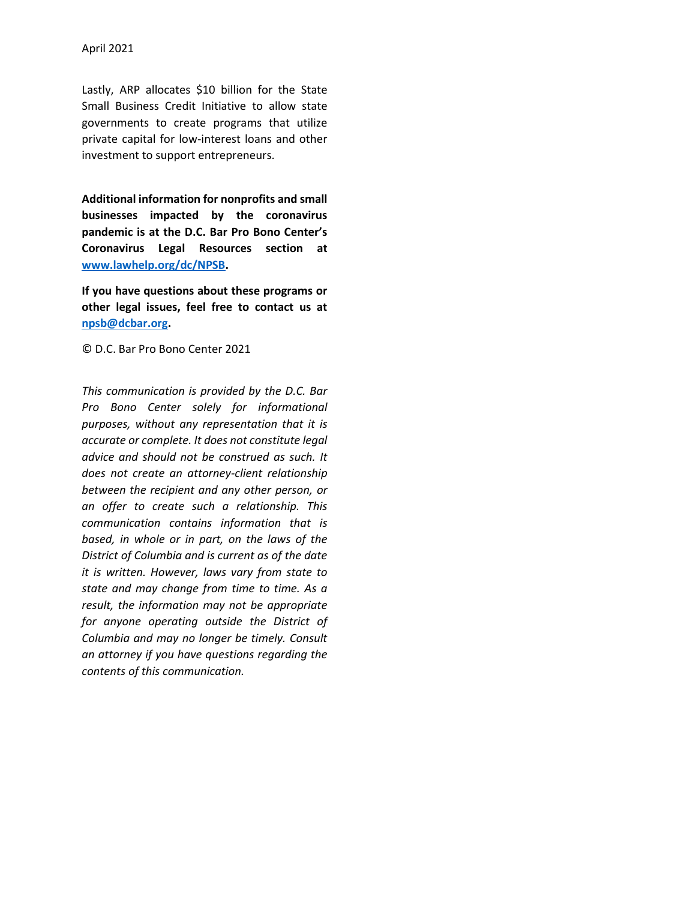Lastly, ARP allocates $10 billion for the State Small Business Credit Initiative to allow state governments to create programs that utilize private capital for low-interest loans and other investment to support entrepreneurs.

**Additional information for nonprofits and small businesses impacted by the coronavirus pandemic is at the D.C. Bar Pro Bono Center's Coronavirus Legal Resources section at [www.lawhelp.org/dc/NPSB](www.lawhelp.org/dc/NPSB).**

**If you have questions about these programs or other legal issues, feel free to contact us at [npsb@dcbar.org](mailto:npsb@dcbar.org).**

© D.C. Bar Pro Bono Center 2021

*This communication is provided by the D.C. Bar Pro Bono Center solely for informational purposes, without any representation that it is accurate or complete. It does not constitute legal advice and should not be construed as such. It does not create an attorney-client relationship between the recipient and any other person, or an offer to create such a relationship. This communication contains information that is based, in whole or in part, on the laws of the District of Columbia and is current as of the date it is written. However, laws vary from state to state and may change from time to time. As a result, the information may not be appropriate for anyone operating outside the District of Columbia and may no longer be timely. Consult an attorney if you have questions regarding the contents of this communication.*